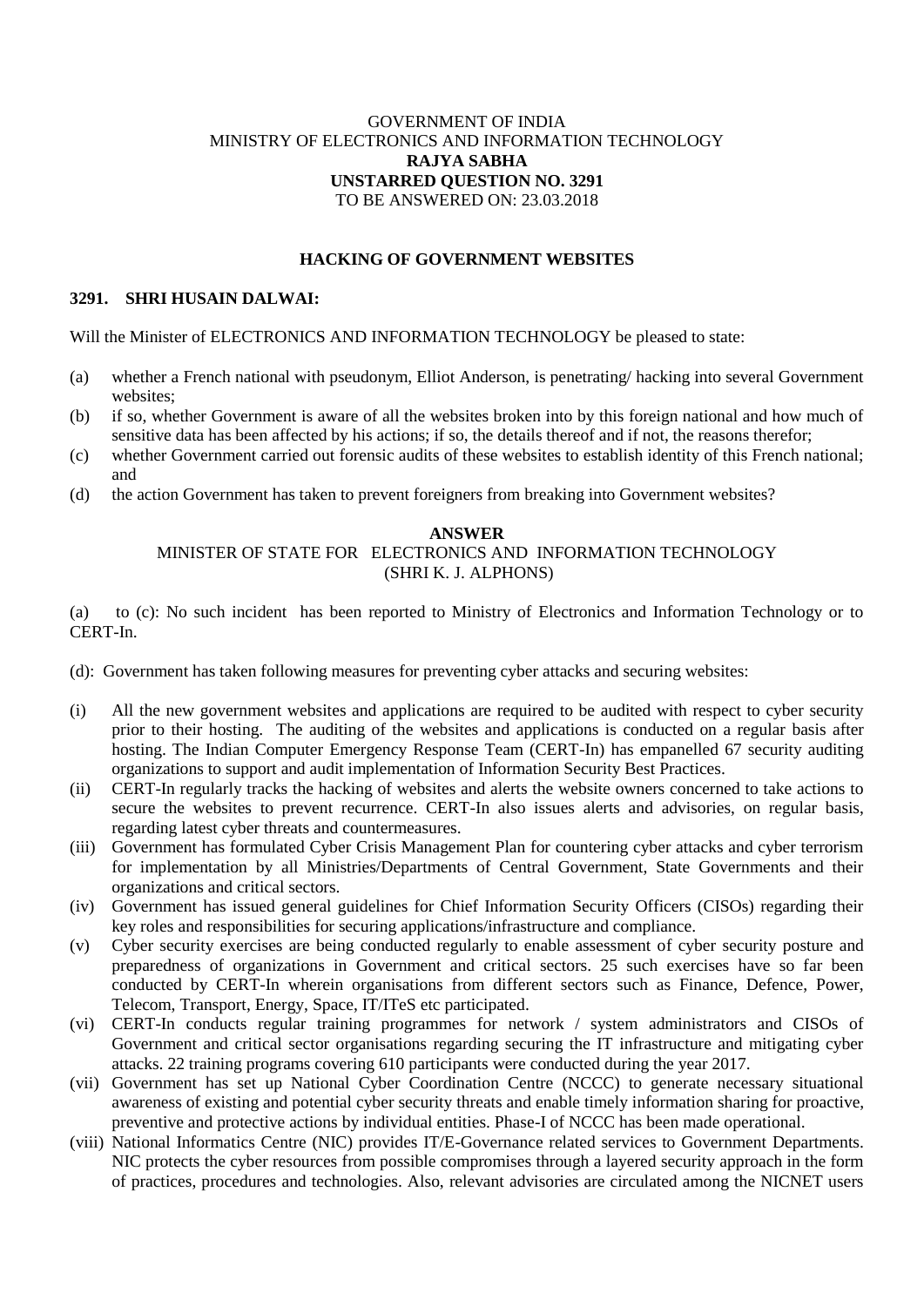GOVERNMENT OF INDIA
MINISTRY OF ELECTRONICS AND INFORMATION TECHNOLOGY
**RAJYA SABHA**
**UNSTARRED QUESTION NO. 3291**
TO BE ANSWERED ON: 23.03.2018

## HACKING OF GOVERNMENT WEBSITES

**3291. SHRI HUSAIN DALWAI:**

Will the Minister of ELECTRONICS AND INFORMATION TECHNOLOGY be pleased to state:

(a) whether a French national with pseudonym, Elliot Anderson, is penetrating/ hacking into several Government websites;

(b) if so, whether Government is aware of all the websites broken into by this foreign national and how much of sensitive data has been affected by his actions; if so, the details thereof and if not, the reasons therefor;

(c) whether Government carried out forensic audits of these websites to establish identity of this French national; and

(d) the action Government has taken to prevent foreigners from breaking into Government websites?

**ANSWER**
MINISTER OF STATE FOR ELECTRONICS AND INFORMATION TECHNOLOGY
(SHRI K. J. ALPHONS)

(a) to (c): No such incident has been reported to Ministry of Electronics and Information Technology or to CERT-In.

(d): Government has taken following measures for preventing cyber attacks and securing websites:

(i) All the new government websites and applications are required to be audited with respect to cyber security prior to their hosting. The auditing of the websites and applications is conducted on a regular basis after hosting. The Indian Computer Emergency Response Team (CERT-In) has empanelled 67 security auditing organizations to support and audit implementation of Information Security Best Practices.

(ii) CERT-In regularly tracks the hacking of websites and alerts the website owners concerned to take actions to secure the websites to prevent recurrence. CERT-In also issues alerts and advisories, on regular basis, regarding latest cyber threats and countermeasures.

(iii) Government has formulated Cyber Crisis Management Plan for countering cyber attacks and cyber terrorism for implementation by all Ministries/Departments of Central Government, State Governments and their organizations and critical sectors.

(iv) Government has issued general guidelines for Chief Information Security Officers (CISOs) regarding their key roles and responsibilities for securing applications/infrastructure and compliance.

(v) Cyber security exercises are being conducted regularly to enable assessment of cyber security posture and preparedness of organizations in Government and critical sectors. 25 such exercises have so far been conducted by CERT-In wherein organisations from different sectors such as Finance, Defence, Power, Telecom, Transport, Energy, Space, IT/ITeS etc participated.

(vi) CERT-In conducts regular training programmes for network / system administrators and CISOs of Government and critical sector organisations regarding securing the IT infrastructure and mitigating cyber attacks. 22 training programs covering 610 participants were conducted during the year 2017.

(vii) Government has set up National Cyber Coordination Centre (NCCC) to generate necessary situational awareness of existing and potential cyber security threats and enable timely information sharing for proactive, preventive and protective actions by individual entities. Phase-I of NCCC has been made operational.

(viii) National Informatics Centre (NIC) provides IT/E-Governance related services to Government Departments. NIC protects the cyber resources from possible compromises through a layered security approach in the form of practices, procedures and technologies. Also, relevant advisories are circulated among the NICNET users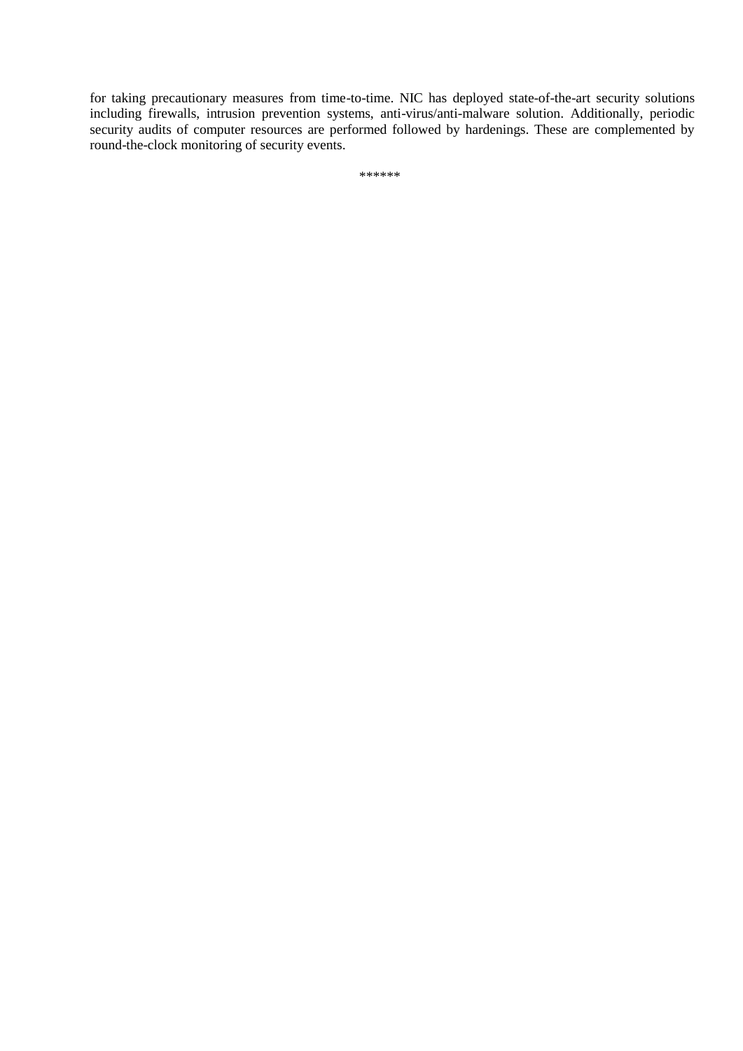for taking precautionary measures from time-to-time. NIC has deployed state-of-the-art security solutions including firewalls, intrusion prevention systems, anti-virus/anti-malware solution. Additionally, periodic security audits of computer resources are performed followed by hardenings. These are complemented by round-the-clock monitoring of security events.

******